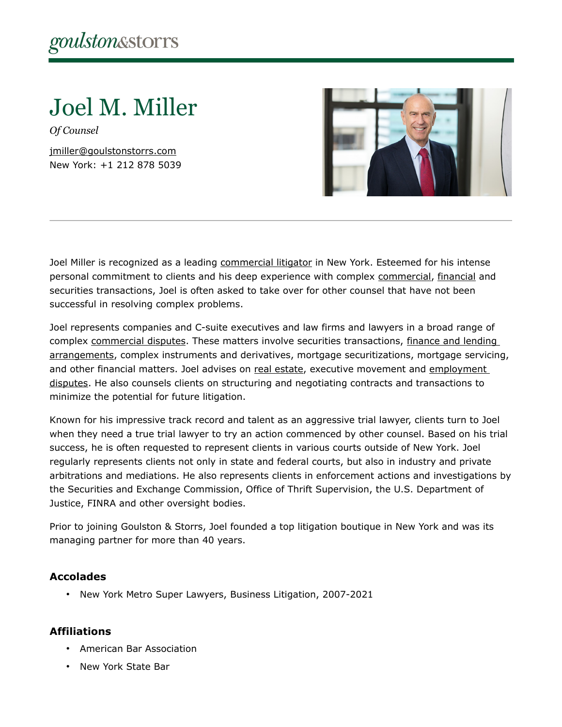goulston&storrs

# Joel M. Miller

*Of Counsel*

jmiller@goulstonstorrs.com
New York: +1 212 878 5039

Joel Miller is recognized as a leading commercial litigator in New York. Esteemed for his intense personal commitment to clients and his deep experience with complex commercial, financial and securities transactions, Joel is often asked to take over for other counsel that have not been successful in resolving complex problems.

Joel represents companies and C-suite executives and law firms and lawyers in a broad range of complex commercial disputes. These matters involve securities transactions, finance and lending arrangements, complex instruments and derivatives, mortgage securitizations, mortgage servicing, and other financial matters. Joel advises on real estate, executive movement and employment disputes. He also counsels clients on structuring and negotiating contracts and transactions to minimize the potential for future litigation.

Known for his impressive track record and talent as an aggressive trial lawyer, clients turn to Joel when they need a true trial lawyer to try an action commenced by other counsel. Based on his trial success, he is often requested to represent clients in various courts outside of New York. Joel regularly represents clients not only in state and federal courts, but also in industry and private arbitrations and mediations. He also represents clients in enforcement actions and investigations by the Securities and Exchange Commission, Office of Thrift Supervision, the U.S. Department of Justice, FINRA and other oversight bodies.

Prior to joining Goulston & Storrs, Joel founded a top litigation boutique in New York and was its managing partner for more than 40 years.

### Accolades

- New York Metro Super Lawyers, Business Litigation, 2007-2021

### Affiliations

- American Bar Association
- New York State Bar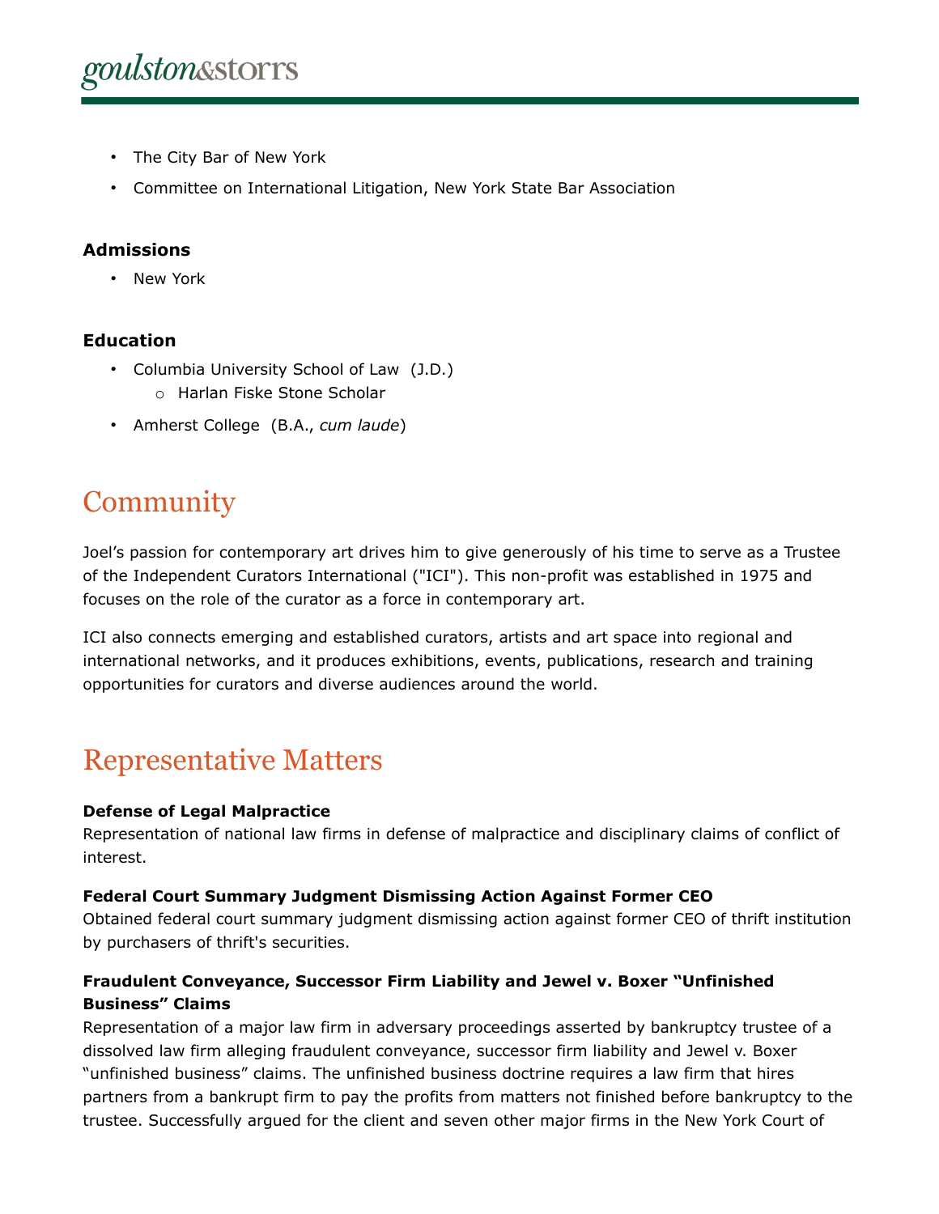- The City Bar of New York
- Committee on International Litigation, New York State Bar Association

### Admissions

- New York

### Education

- Columbia University School of Law (J.D.)
  - Harlan Fiske Stone Scholar
- Amherst College (B.A., *cum laude*)

## Community

Joel's passion for contemporary art drives him to give generously of his time to serve as a Trustee of the Independent Curators International ("ICI"). This non-profit was established in 1975 and focuses on the role of the curator as a force in contemporary art.

ICI also connects emerging and established curators, artists and art space into regional and international networks, and it produces exhibitions, events, publications, research and training opportunities for curators and diverse audiences around the world.

## Representative Matters

**Defense of Legal Malpractice**
Representation of national law firms in defense of malpractice and disciplinary claims of conflict of interest.

**Federal Court Summary Judgment Dismissing Action Against Former CEO**
Obtained federal court summary judgment dismissing action against former CEO of thrift institution by purchasers of thrift's securities.

**Fraudulent Conveyance, Successor Firm Liability and Jewel v. Boxer "Unfinished Business" Claims**
Representation of a major law firm in adversary proceedings asserted by bankruptcy trustee of a dissolved law firm alleging fraudulent conveyance, successor firm liability and Jewel v. Boxer "unfinished business" claims. The unfinished business doctrine requires a law firm that hires partners from a bankrupt firm to pay the profits from matters not finished before bankruptcy to the trustee. Successfully argued for the client and seven other major firms in the New York Court of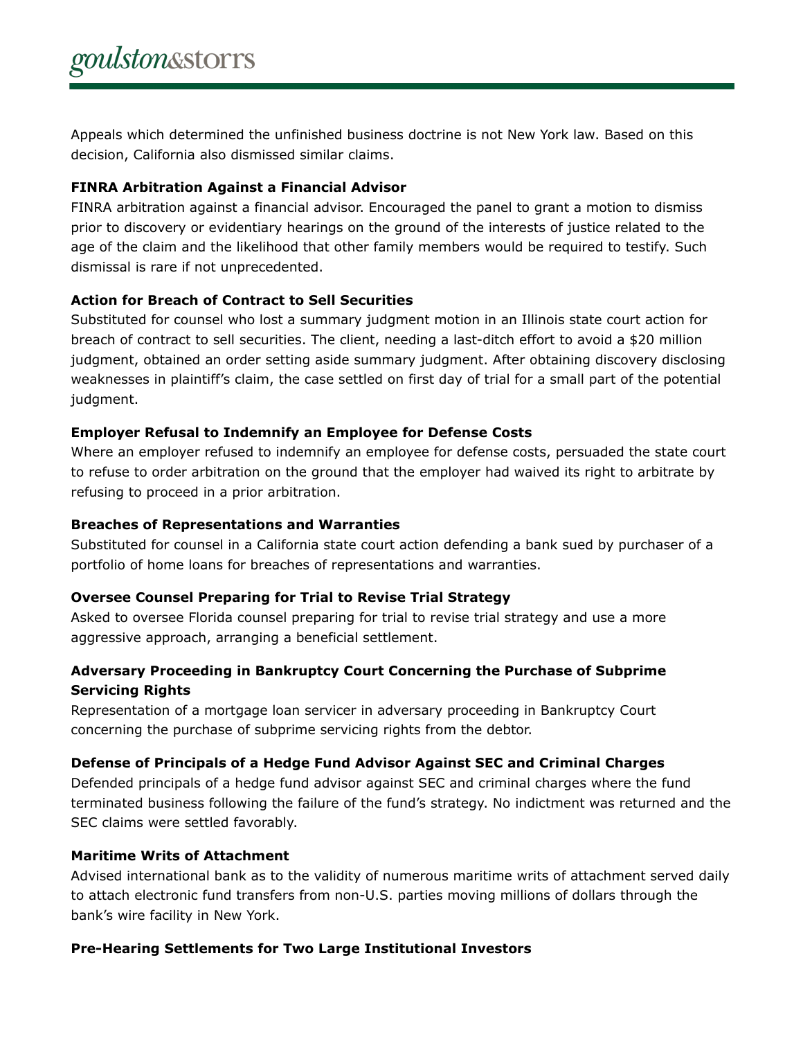Appeals which determined the unfinished business doctrine is not New York law. Based on this decision, California also dismissed similar claims.

**FINRA Arbitration Against a Financial Advisor**

FINRA arbitration against a financial advisor. Encouraged the panel to grant a motion to dismiss prior to discovery or evidentiary hearings on the ground of the interests of justice related to the age of the claim and the likelihood that other family members would be required to testify. Such dismissal is rare if not unprecedented.

**Action for Breach of Contract to Sell Securities**

Substituted for counsel who lost a summary judgment motion in an Illinois state court action for breach of contract to sell securities. The client, needing a last-ditch effort to avoid a $20 million judgment, obtained an order setting aside summary judgment. After obtaining discovery disclosing weaknesses in plaintiff's claim, the case settled on first day of trial for a small part of the potential judgment.

**Employer Refusal to Indemnify an Employee for Defense Costs**

Where an employer refused to indemnify an employee for defense costs, persuaded the state court to refuse to order arbitration on the ground that the employer had waived its right to arbitrate by refusing to proceed in a prior arbitration.

**Breaches of Representations and Warranties**

Substituted for counsel in a California state court action defending a bank sued by purchaser of a portfolio of home loans for breaches of representations and warranties.

**Oversee Counsel Preparing for Trial to Revise Trial Strategy**

Asked to oversee Florida counsel preparing for trial to revise trial strategy and use a more aggressive approach, arranging a beneficial settlement.

**Adversary Proceeding in Bankruptcy Court Concerning the Purchase of Subprime Servicing Rights**

Representation of a mortgage loan servicer in adversary proceeding in Bankruptcy Court concerning the purchase of subprime servicing rights from the debtor.

**Defense of Principals of a Hedge Fund Advisor Against SEC and Criminal Charges**

Defended principals of a hedge fund advisor against SEC and criminal charges where the fund terminated business following the failure of the fund's strategy. No indictment was returned and the SEC claims were settled favorably.

**Maritime Writs of Attachment**

Advised international bank as to the validity of numerous maritime writs of attachment served daily to attach electronic fund transfers from non-U.S. parties moving millions of dollars through the bank's wire facility in New York.

**Pre-Hearing Settlements for Two Large Institutional Investors**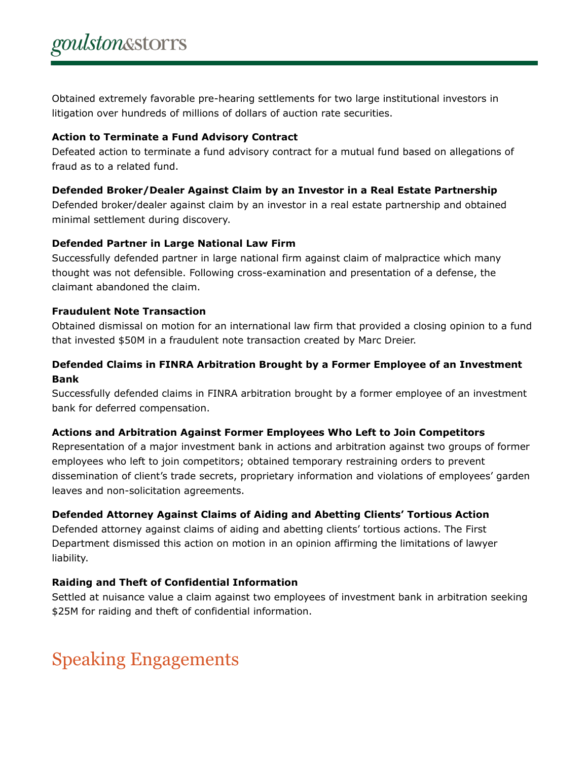Obtained extremely favorable pre-hearing settlements for two large institutional investors in litigation over hundreds of millions of dollars of auction rate securities.

**Action to Terminate a Fund Advisory Contract**

Defeated action to terminate a fund advisory contract for a mutual fund based on allegations of fraud as to a related fund.

**Defended Broker/Dealer Against Claim by an Investor in a Real Estate Partnership**

Defended broker/dealer against claim by an investor in a real estate partnership and obtained minimal settlement during discovery.

**Defended Partner in Large National Law Firm**

Successfully defended partner in large national firm against claim of malpractice which many thought was not defensible. Following cross-examination and presentation of a defense, the claimant abandoned the claim.

**Fraudulent Note Transaction**

Obtained dismissal on motion for an international law firm that provided a closing opinion to a fund that invested $50M in a fraudulent note transaction created by Marc Dreier.

**Defended Claims in FINRA Arbitration Brought by a Former Employee of an Investment Bank**

Successfully defended claims in FINRA arbitration brought by a former employee of an investment bank for deferred compensation.

**Actions and Arbitration Against Former Employees Who Left to Join Competitors**

Representation of a major investment bank in actions and arbitration against two groups of former employees who left to join competitors; obtained temporary restraining orders to prevent dissemination of client's trade secrets, proprietary information and violations of employees' garden leaves and non-solicitation agreements.

**Defended Attorney Against Claims of Aiding and Abetting Clients' Tortious Action**

Defended attorney against claims of aiding and abetting clients' tortious actions. The First Department dismissed this action on motion in an opinion affirming the limitations of lawyer liability.

**Raiding and Theft of Confidential Information**

Settled at nuisance value a claim against two employees of investment bank in arbitration seeking $25M for raiding and theft of confidential information.

# Speaking Engagements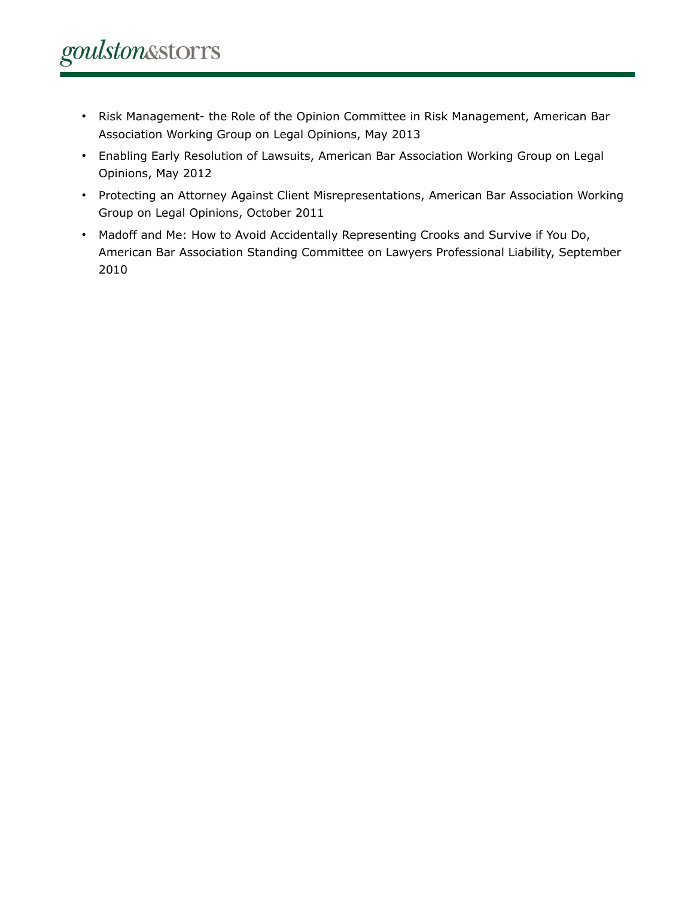- Risk Management- the Role of the Opinion Committee in Risk Management, American Bar Association Working Group on Legal Opinions, May 2013
- Enabling Early Resolution of Lawsuits, American Bar Association Working Group on Legal Opinions, May 2012
- Protecting an Attorney Against Client Misrepresentations, American Bar Association Working Group on Legal Opinions, October 2011
- Madoff and Me: How to Avoid Accidentally Representing Crooks and Survive if You Do, American Bar Association Standing Committee on Lawyers Professional Liability, September 2010